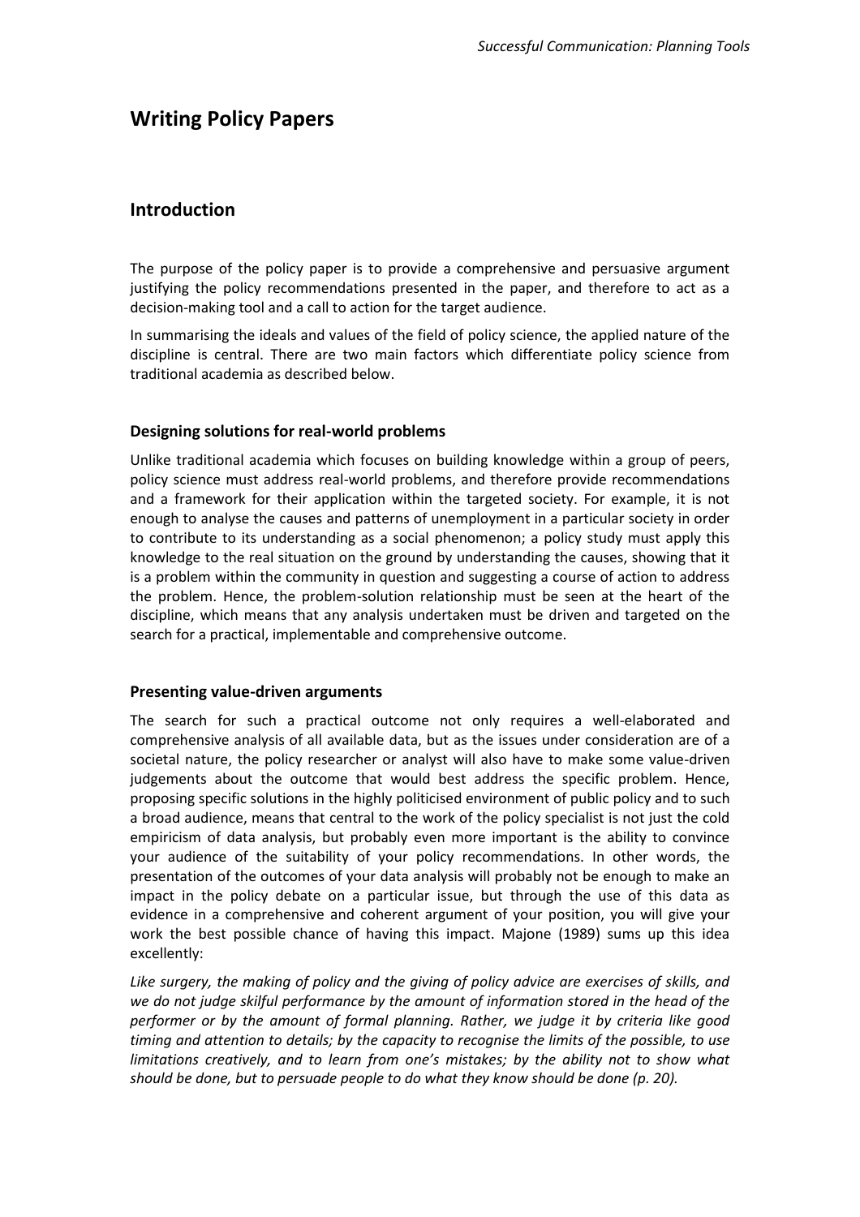# Writing Policy Papers

## Introduction

The purpose of the policy paper is to provide a comprehensive and persuasive argument justifying the policy recommendations presented in the paper, and therefore to act as a decision-making tool and a call to action for the target audience.

In summarising the ideals and values of the field of policy science, the applied nature of the discipline is central. There are two main factors which differentiate policy science from traditional academia as described below.

### Designing solutions for real-world problems

Unlike traditional academia which focuses on building knowledge within a group of peers, policy science must address real-world problems, and therefore provide recommendations and a framework for their application within the targeted society. For example, it is not enough to analyse the causes and patterns of unemployment in a particular society in order to contribute to its understanding as a social phenomenon; a policy study must apply this knowledge to the real situation on the ground by understanding the causes, showing that it is a problem within the community in question and suggesting a course of action to address the problem. Hence, the problem-solution relationship must be seen at the heart of the discipline, which means that any analysis undertaken must be driven and targeted on the search for a practical, implementable and comprehensive outcome.

### Presenting value-driven arguments

The search for such a practical outcome not only requires a well-elaborated and comprehensive analysis of all available data, but as the issues under consideration are of a societal nature, the policy researcher or analyst will also have to make some value-driven judgements about the outcome that would best address the specific problem. Hence, proposing specific solutions in the highly politicised environment of public policy and to such a broad audience, means that central to the work of the policy specialist is not just the cold empiricism of data analysis, but probably even more important is the ability to convince your audience of the suitability of your policy recommendations. In other words, the presentation of the outcomes of your data analysis will probably not be enough to make an impact in the policy debate on a particular issue, but through the use of this data as evidence in a comprehensive and coherent argument of your position, you will give your work the best possible chance of having this impact. Majone (1989) sums up this idea excellently:

*Like surgery, the making of policy and the giving of policy advice are exercises of skills, and we do not judge skilful performance by the amount of information stored in the head of the performer or by the amount of formal planning. Rather, we judge it by criteria like good timing and attention to details; by the capacity to recognise the limits of the possible, to use limitations creatively, and to learn from one's mistakes; by the ability not to show what should be done, but to persuade people to do what they know should be done (p. 20).*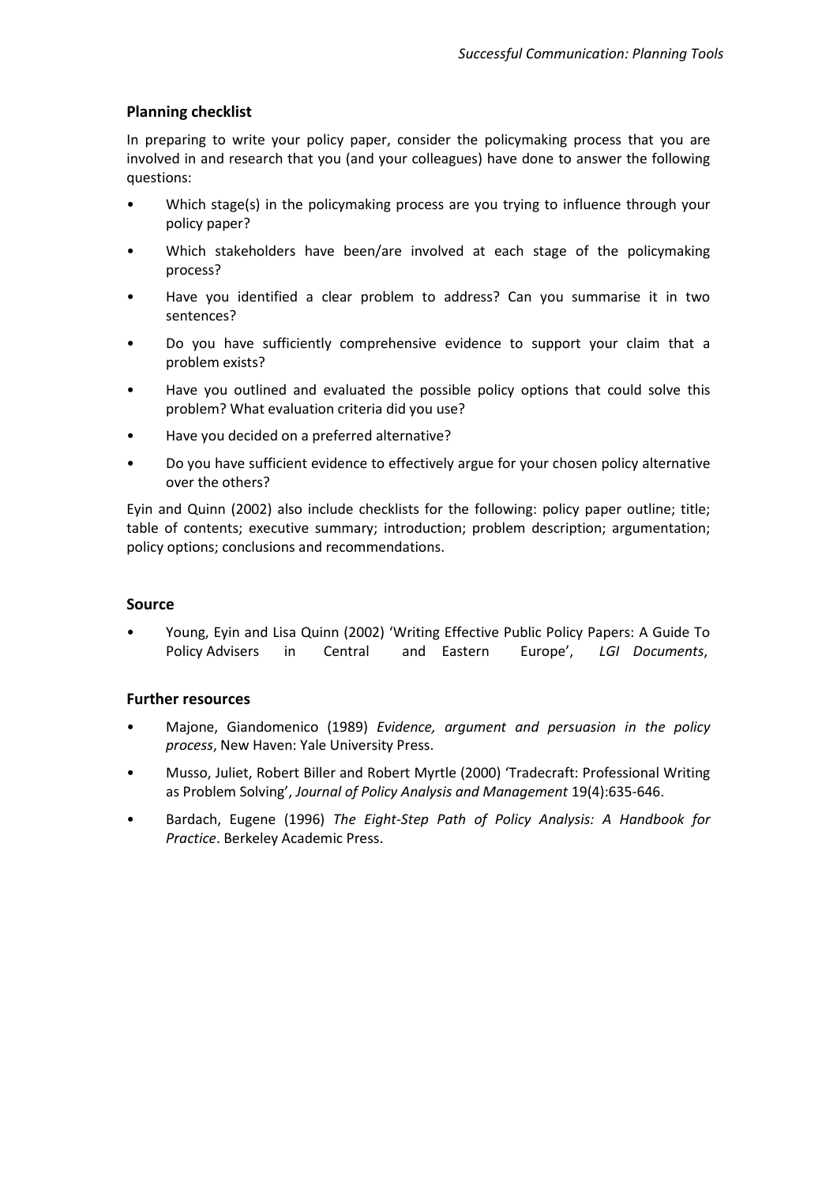## Planning checklist

In preparing to write your policy paper, consider the policymaking process that you are involved in and research that you (and your colleagues) have done to answer the following questions:

- Which stage(s) in the policymaking process are you trying to influence through your policy paper?
- Which stakeholders have been/are involved at each stage of the policymaking process?
- Have you identified a clear problem to address? Can you summarise it in two sentences?
- Do you have sufficiently comprehensive evidence to support your claim that a problem exists?
- Have you outlined and evaluated the possible policy options that could solve this problem? What evaluation criteria did you use?
- Have you decided on a preferred alternative?
- Do you have sufficient evidence to effectively argue for your chosen policy alternative over the others?

Eyin and Quinn (2002) also include checklists for the following: policy paper outline; title; table of contents; executive summary; introduction; problem description; argumentation; policy options; conclusions and recommendations.

## Source

- Young, Eyin and Lisa Quinn (2002) 'Writing Effective Public Policy Papers: A Guide To Policy Advisers in Central and Eastern Europe', *LGI Documents*,

## Further resources

- Majone, Giandomenico (1989) *Evidence, argument and persuasion in the policy process*, New Haven: Yale University Press.
- Musso, Juliet, Robert Biller and Robert Myrtle (2000) 'Tradecraft: Professional Writing as Problem Solving', *Journal of Policy Analysis and Management* 19(4):635-646.
- Bardach, Eugene (1996) *The Eight-Step Path of Policy Analysis: A Handbook for Practice*. Berkeley Academic Press.